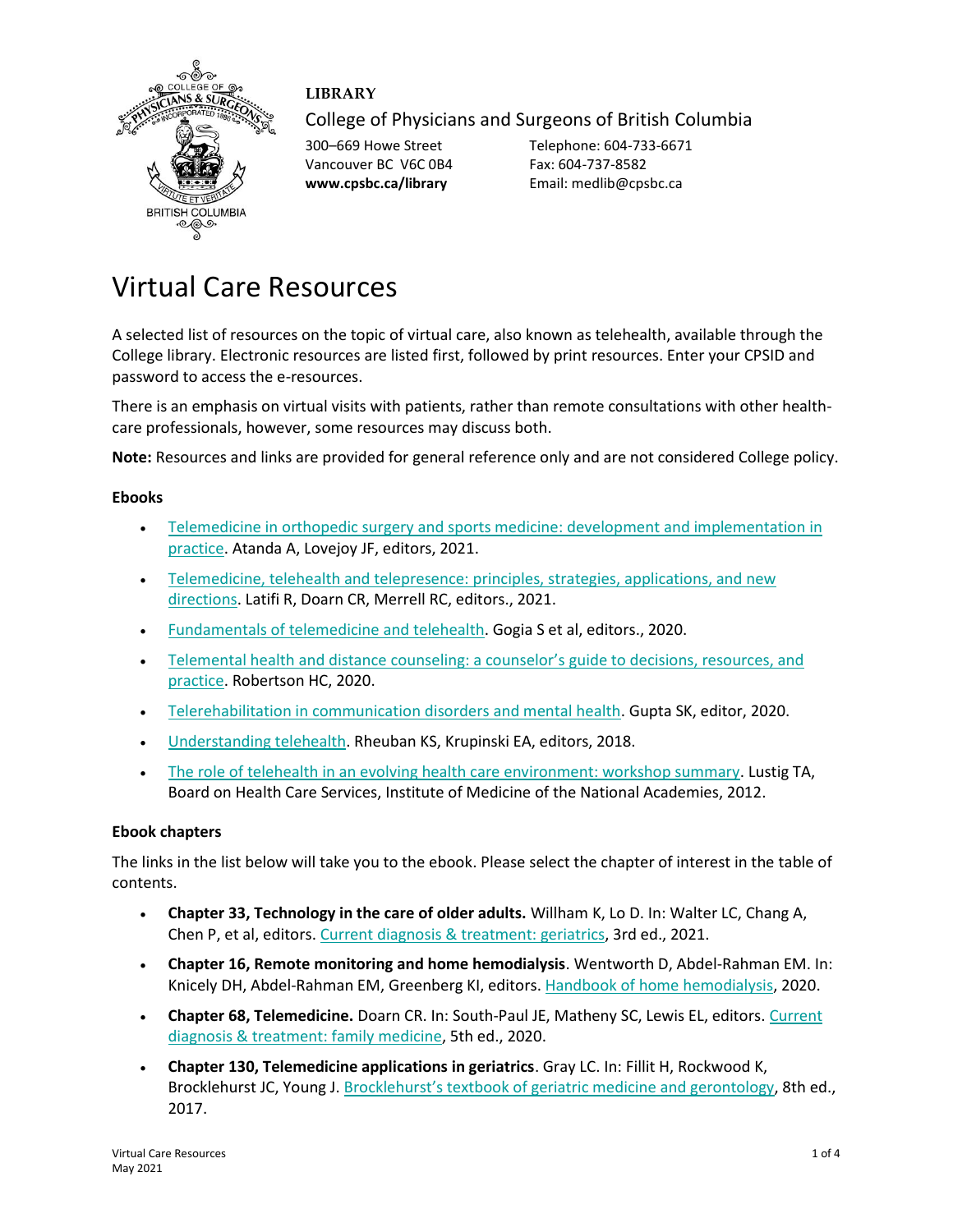**LIBRARY**

College of Physicians and Surgeons of British Columbia

300–669 Howe Street
Vancouver BC V6C 0B4
**www.cpsbc.ca/library**

Telephone: 604-733-6671
Fax: 604-737-8582
Email: medlib@cpsbc.ca

# Virtual Care Resources

A selected list of resources on the topic of virtual care, also known as telehealth, available through the College library. Electronic resources are listed first, followed by print resources. Enter your CPSID and password to access the e-resources.

There is an emphasis on virtual visits with patients, rather than remote consultations with other health-care professionals, however, some resources may discuss both.

**Note:** Resources and links are provided for general reference only and are not considered College policy.

### Ebooks

- Telemedicine in orthopedic surgery and sports medicine: development and implementation in practice. Atanda A, Lovejoy JF, editors, 2021.
- Telemedicine, telehealth and telepresence: principles, strategies, applications, and new directions. Latifi R, Doarn CR, Merrell RC, editors., 2021.
- Fundamentals of telemedicine and telehealth. Gogia S et al, editors., 2020.
- Telemental health and distance counseling: a counselor's guide to decisions, resources, and practice. Robertson HC, 2020.
- Telerehabilitation in communication disorders and mental health. Gupta SK, editor, 2020.
- Understanding telehealth. Rheuban KS, Krupinski EA, editors, 2018.
- The role of telehealth in an evolving health care environment: workshop summary. Lustig TA, Board on Health Care Services, Institute of Medicine of the National Academies, 2012.

### Ebook chapters

The links in the list below will take you to the ebook. Please select the chapter of interest in the table of contents.

- **Chapter 33, Technology in the care of older adults.** Willham K, Lo D. In: Walter LC, Chang A, Chen P, et al, editors. Current diagnosis & treatment: geriatrics, 3rd ed., 2021.
- **Chapter 16, Remote monitoring and home hemodialysis**. Wentworth D, Abdel-Rahman EM. In: Knicely DH, Abdel-Rahman EM, Greenberg KI, editors. Handbook of home hemodialysis, 2020.
- **Chapter 68, Telemedicine.** Doarn CR. In: South-Paul JE, Matheny SC, Lewis EL, editors. Current diagnosis & treatment: family medicine, 5th ed., 2020.
- **Chapter 130, Telemedicine applications in geriatrics**. Gray LC. In: Fillit H, Rockwood K, Brocklehurst JC, Young J. Brocklehurst's textbook of geriatric medicine and gerontology, 8th ed., 2017.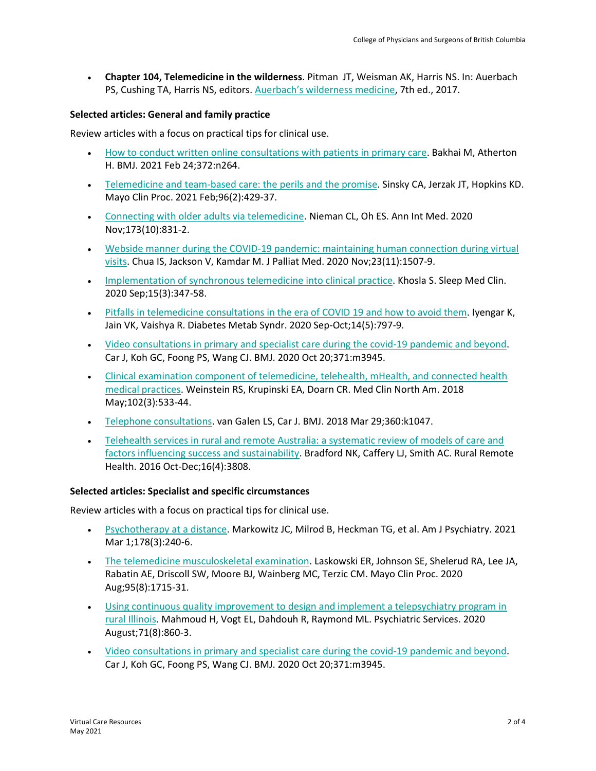- **Chapter 104, Telemedicine in the wilderness**. Pitman JT, Weisman AK, Harris NS. In: Auerbach PS, Cushing TA, Harris NS, editors. Auerbach's wilderness medicine, 7th ed., 2017.

### Selected articles: General and family practice

Review articles with a focus on practical tips for clinical use.

- How to conduct written online consultations with patients in primary care. Bakhai M, Atherton H. BMJ. 2021 Feb 24;372:n264.
- Telemedicine and team-based care: the perils and the promise. Sinsky CA, Jerzak JT, Hopkins KD. Mayo Clin Proc. 2021 Feb;96(2):429-37.
- Connecting with older adults via telemedicine. Nieman CL, Oh ES. Ann Int Med. 2020 Nov;173(10):831-2.
- Webside manner during the COVID-19 pandemic: maintaining human connection during virtual visits. Chua IS, Jackson V, Kamdar M. J Palliat Med. 2020 Nov;23(11):1507-9.
- Implementation of synchronous telemedicine into clinical practice. Khosla S. Sleep Med Clin. 2020 Sep;15(3):347-58.
- Pitfalls in telemedicine consultations in the era of COVID 19 and how to avoid them. Iyengar K, Jain VK, Vaishya R. Diabetes Metab Syndr. 2020 Sep-Oct;14(5):797-9.
- Video consultations in primary and specialist care during the covid-19 pandemic and beyond. Car J, Koh GC, Foong PS, Wang CJ. BMJ. 2020 Oct 20;371:m3945.
- Clinical examination component of telemedicine, telehealth, mHealth, and connected health medical practices. Weinstein RS, Krupinski EA, Doarn CR. Med Clin North Am. 2018 May;102(3):533-44.
- Telephone consultations. van Galen LS, Car J. BMJ. 2018 Mar 29;360:k1047.
- Telehealth services in rural and remote Australia: a systematic review of models of care and factors influencing success and sustainability. Bradford NK, Caffery LJ, Smith AC. Rural Remote Health. 2016 Oct-Dec;16(4):3808.

### Selected articles: Specialist and specific circumstances

Review articles with a focus on practical tips for clinical use.

- Psychotherapy at a distance. Markowitz JC, Milrod B, Heckman TG, et al. Am J Psychiatry. 2021 Mar 1;178(3):240-6.
- The telemedicine musculoskeletal examination. Laskowski ER, Johnson SE, Shelerud RA, Lee JA, Rabatin AE, Driscoll SW, Moore BJ, Wainberg MC, Terzic CM. Mayo Clin Proc. 2020 Aug;95(8):1715-31.
- Using continuous quality improvement to design and implement a telepsychiatry program in rural Illinois. Mahmoud H, Vogt EL, Dahdouh R, Raymond ML. Psychiatric Services. 2020 August;71(8):860-3.
- Video consultations in primary and specialist care during the covid-19 pandemic and beyond. Car J, Koh GC, Foong PS, Wang CJ. BMJ. 2020 Oct 20;371:m3945.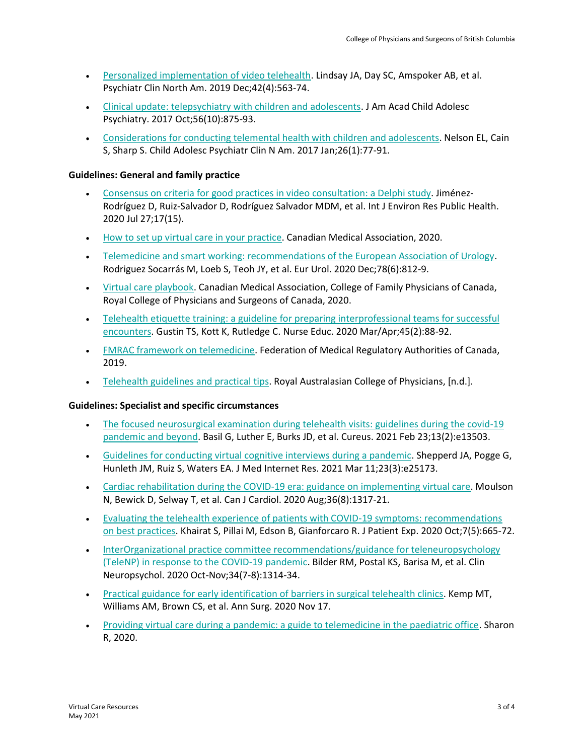- Personalized implementation of video telehealth. Lindsay JA, Day SC, Amspoker AB, et al. Psychiatr Clin North Am. 2019 Dec;42(4):563-74.
- Clinical update: telepsychiatry with children and adolescents. J Am Acad Child Adolesc Psychiatry. 2017 Oct;56(10):875-93.
- Considerations for conducting telemental health with children and adolescents. Nelson EL, Cain S, Sharp S. Child Adolesc Psychiatr Clin N Am. 2017 Jan;26(1):77-91.

**Guidelines: General and family practice**

- Consensus on criteria for good practices in video consultation: a Delphi study. Jiménez-Rodríguez D, Ruiz-Salvador D, Rodríguez Salvador MDM, et al. Int J Environ Res Public Health. 2020 Jul 27;17(15).
- How to set up virtual care in your practice. Canadian Medical Association, 2020.
- Telemedicine and smart working: recommendations of the European Association of Urology. Rodriguez Socarrás M, Loeb S, Teoh JY, et al. Eur Urol. 2020 Dec;78(6):812-9.
- Virtual care playbook. Canadian Medical Association, College of Family Physicians of Canada, Royal College of Physicians and Surgeons of Canada, 2020.
- Telehealth etiquette training: a guideline for preparing interprofessional teams for successful encounters. Gustin TS, Kott K, Rutledge C. Nurse Educ. 2020 Mar/Apr;45(2):88-92.
- FMRAC framework on telemedicine. Federation of Medical Regulatory Authorities of Canada, 2019.
- Telehealth guidelines and practical tips. Royal Australasian College of Physicians, [n.d.].

**Guidelines: Specialist and specific circumstances**

- The focused neurosurgical examination during telehealth visits: guidelines during the covid-19 pandemic and beyond. Basil G, Luther E, Burks JD, et al. Cureus. 2021 Feb 23;13(2):e13503.
- Guidelines for conducting virtual cognitive interviews during a pandemic. Shepperd JA, Pogge G, Hunleth JM, Ruiz S, Waters EA. J Med Internet Res. 2021 Mar 11;23(3):e25173.
- Cardiac rehabilitation during the COVID-19 era: guidance on implementing virtual care. Moulson N, Bewick D, Selway T, et al. Can J Cardiol. 2020 Aug;36(8):1317-21.
- Evaluating the telehealth experience of patients with COVID-19 symptoms: recommendations on best practices. Khairat S, Pillai M, Edson B, Gianforcaro R. J Patient Exp. 2020 Oct;7(5):665-72.
- InterOrganizational practice committee recommendations/guidance for teleneuropsychology (TeleNP) in response to the COVID-19 pandemic. Bilder RM, Postal KS, Barisa M, et al. Clin Neuropsychol. 2020 Oct-Nov;34(7-8):1314-34.
- Practical guidance for early identification of barriers in surgical telehealth clinics. Kemp MT, Williams AM, Brown CS, et al. Ann Surg. 2020 Nov 17.
- Providing virtual care during a pandemic: a guide to telemedicine in the paediatric office. Sharon R, 2020.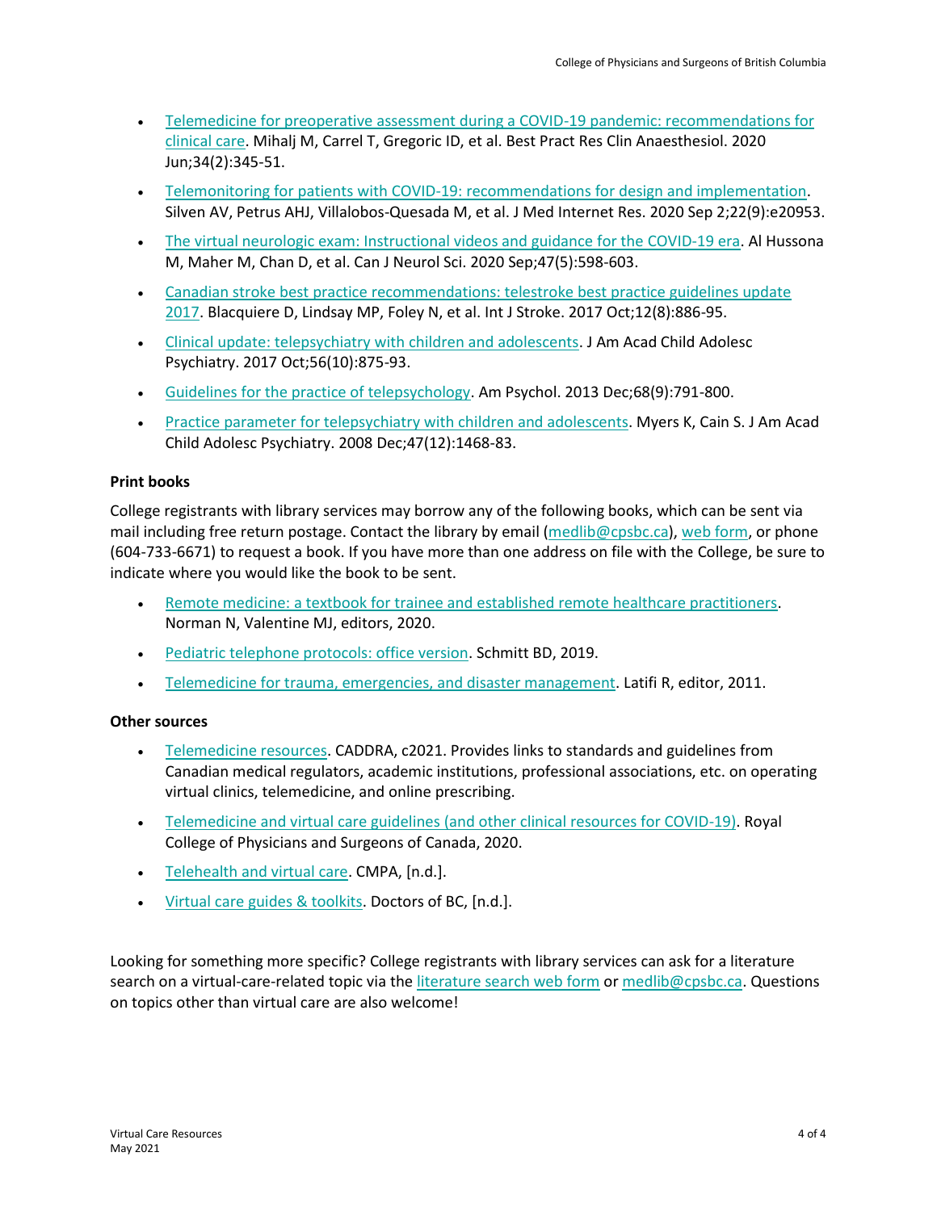- Telemedicine for preoperative assessment during a COVID-19 pandemic: recommendations for clinical care. Mihalj M, Carrel T, Gregoric ID, et al. Best Pract Res Clin Anaesthesiol. 2020 Jun;34(2):345-51.
- Telemonitoring for patients with COVID-19: recommendations for design and implementation. Silven AV, Petrus AHJ, Villalobos-Quesada M, et al. J Med Internet Res. 2020 Sep 2;22(9):e20953.
- The virtual neurologic exam: Instructional videos and guidance for the COVID-19 era. Al Hussona M, Maher M, Chan D, et al. Can J Neurol Sci. 2020 Sep;47(5):598-603.
- Canadian stroke best practice recommendations: telestroke best practice guidelines update 2017. Blacquiere D, Lindsay MP, Foley N, et al. Int J Stroke. 2017 Oct;12(8):886-95.
- Clinical update: telepsychiatry with children and adolescents. J Am Acad Child Adolesc Psychiatry. 2017 Oct;56(10):875-93.
- Guidelines for the practice of telepsychology. Am Psychol. 2013 Dec;68(9):791-800.
- Practice parameter for telepsychiatry with children and adolescents. Myers K, Cain S. J Am Acad Child Adolesc Psychiatry. 2008 Dec;47(12):1468-83.

**Print books**

College registrants with library services may borrow any of the following books, which can be sent via mail including free return postage. Contact the library by email (medlib@cpsbc.ca), web form, or phone (604-733-6671) to request a book. If you have more than one address on file with the College, be sure to indicate where you would like the book to be sent.

- Remote medicine: a textbook for trainee and established remote healthcare practitioners. Norman N, Valentine MJ, editors, 2020.
- Pediatric telephone protocols: office version. Schmitt BD, 2019.
- Telemedicine for trauma, emergencies, and disaster management. Latifi R, editor, 2011.

**Other sources**

- Telemedicine resources. CADDRA, c2021. Provides links to standards and guidelines from Canadian medical regulators, academic institutions, professional associations, etc. on operating virtual clinics, telemedicine, and online prescribing.
- Telemedicine and virtual care guidelines (and other clinical resources for COVID-19). Royal College of Physicians and Surgeons of Canada, 2020.
- Telehealth and virtual care. CMPA, [n.d.].
- Virtual care guides & toolkits. Doctors of BC, [n.d.].

Looking for something more specific? College registrants with library services can ask for a literature search on a virtual-care-related topic via the literature search web form or medlib@cpsbc.ca. Questions on topics other than virtual care are also welcome!